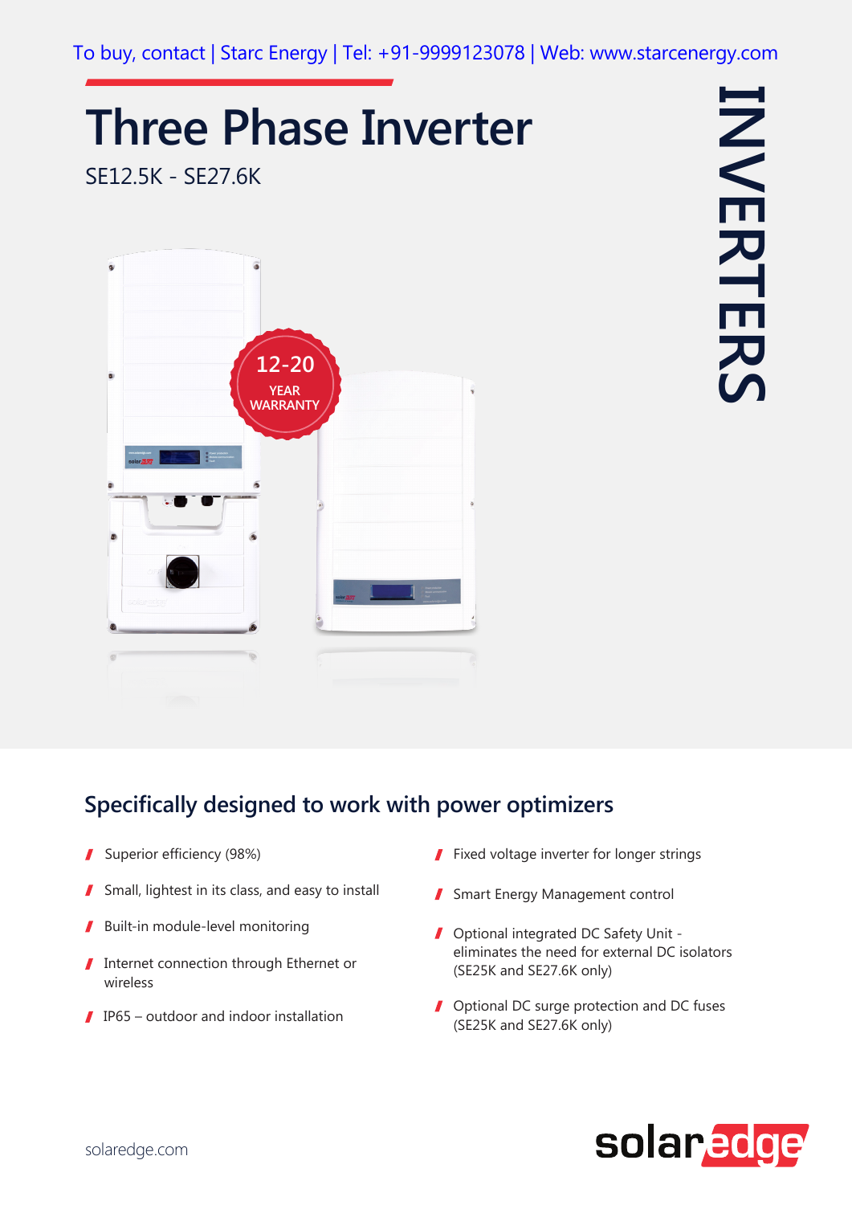To buy, contact | Starc Energy | Tel: +91-9999123078 | Web: www.starcenergy.com

# Three Phase Inverter

SE12.5K - SE27.6K

INVERTERS

12-20 YEAR WARRANTY

## Specifically designed to work with power optimizers

- Superior efficiency (98%)
- Small, lightest in its class, and easy to install
- Built-in module-level monitoring
- Internet connection through Ethernet or wireless
- IP65 – outdoor and indoor installation
- Fixed voltage inverter for longer strings
- Smart Energy Management control
- Optional integrated DC Safety Unit - eliminates the need for external DC isolators (SE25K and SE27.6K only)
- Optional DC surge protection and DC fuses (SE25K and SE27.6K only)

solaredge.com

solaredge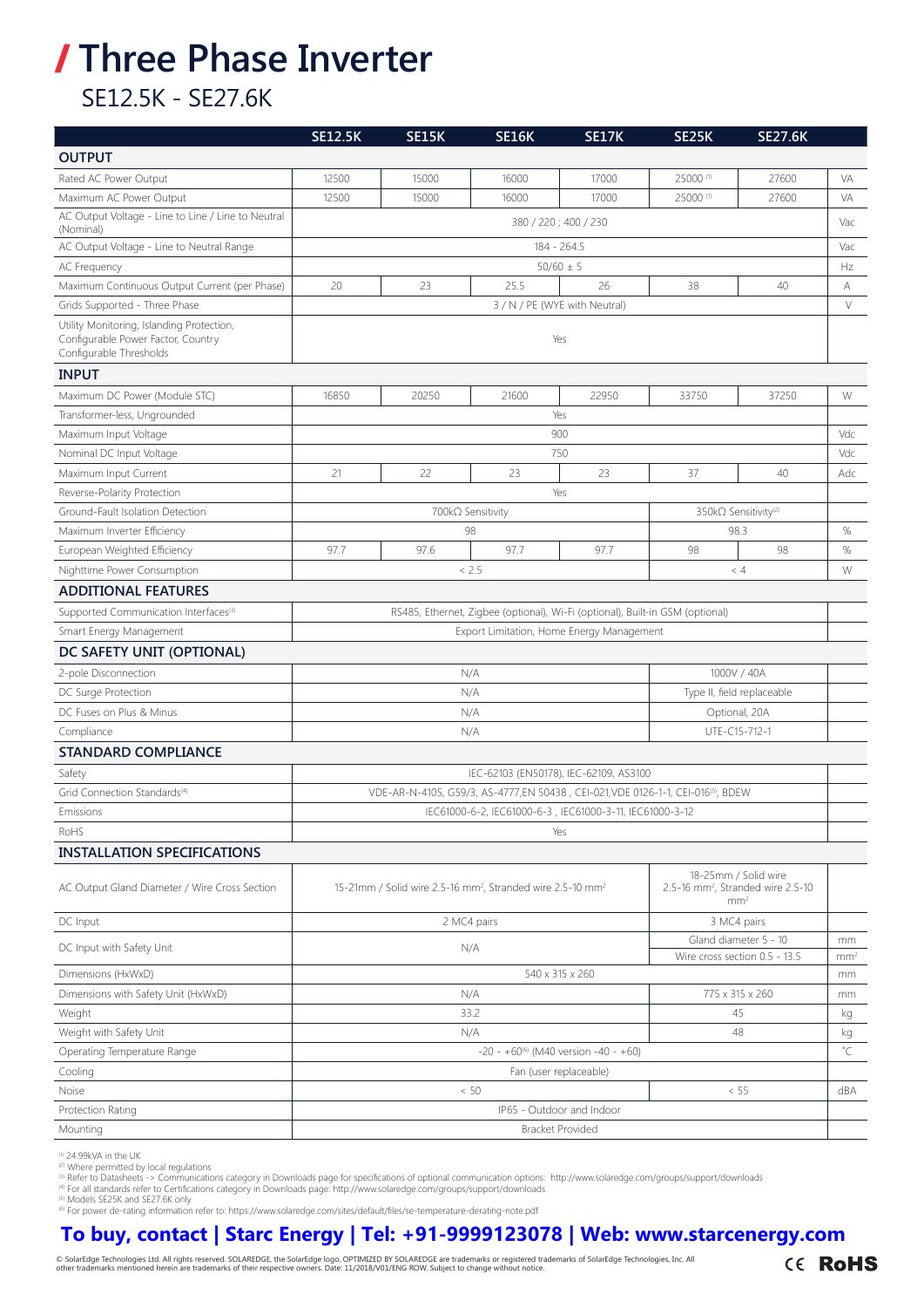// Three Phase Inverter

# / Three Phase Inverter

## SE12.5K - SE27.6K

| | SE12.5K | SE15K | SE16K | SE17K | SE25K | SE27.6K | |
|---|---|---|---|---|---|---|---|
| **OUTPUT** | | | | | | | |
| Rated AC Power Output | 12500 | 15000 | 16000 | 17000 | 25000 [1] | 27600 | VA |
| Maximum AC Power Output | 12500 | 15000 | 16000 | 17000 | 25000 [1] | 27600 | VA |
| AC Output Voltage - Line to Line / Line to Neutral (Nominal) | 380 / 220 ; 400 / 230 | | | | | | Vac |
| AC Output Voltage - Line to Neutral Range | 184 - 264.5 | | | | | | Vac |
| AC Frequency | 50/60 ± 5 | | | | | | Hz |
| Maximum Continuous Output Current (per Phase) | 20 | 23 | 25.5 | 26 | 38 | 40 | A |
| Grids Supported - Three Phase | 3 / N / PE (WYE with Neutral) | | | | | | V |
| Utility Monitoring, Islanding Protection, Configurable Power Factor, Country Configurable Thresholds | Yes | | | | | | |
| **INPUT** | | | | | | | |
| Maximum DC Power (Module STC) | 16850 | 20250 | 21600 | 22950 | 33750 | 37250 | W |
| Transformer-less, Ungrounded | Yes | | | | | | |
| Maximum Input Voltage | 900 | | | | | | Vdc |
| Nominal DC Input Voltage | 750 | | | | | | Vdc |
| Maximum Input Current | 21 | 22 | 23 | 23 | 37 | 40 | Adc |
| Reverse-Polarity Protection | Yes | | | | | | |
| Ground-Fault Isolation Detection | 700kΩ Sensitivity | | | | 350kΩ Sensitivity[2] | | |
| Maximum Inverter Efficiency | 98 | | | | 98.3 | | % |
| European Weighted Efficiency | 97.7 | 97.6 | 97.7 | 97.7 | 98 | 98 | % |
| Nighttime Power Consumption | < 2.5 | | | | < 4 | | W |
| **ADDITIONAL FEATURES** | | | | | | | |
| Supported Communication Interfaces[3] | RS485, Ethernet, Zigbee (optional), Wi-Fi (optional), Built-in GSM (optional) | | | | | | |
| Smart Energy Management | Export Limitation, Home Energy Management | | | | | | |
| **DC SAFETY UNIT (OPTIONAL)** | | | | | | | |
| 2-pole Disconnection | N/A | | | | 1000V / 40A | | |
| DC Surge Protection | N/A | | | | Type II, field replaceable | | |
| DC Fuses on Plus & Minus | N/A | | | | Optional, 20A | | |
| Compliance | N/A | | | | UTE-C15-712-1 | | |
| **STANDARD COMPLIANCE** | | | | | | | |
| Safety | IEC-62103 (EN50178), IEC-62109, AS3100 | | | | | | |
| Grid Connection Standards[4] | VDE-AR-N-4105, G59/3, AS-4777,EN 50438 , CEI-021,VDE 0126-1-1, CEI-016[5], BDEW | | | | | | |
| Emissions | IEC61000-6-2, IEC61000-6-3 , IEC61000-3-11, IEC61000-3-12 | | | | | | |
| RoHS | Yes | | | | | | |
| **INSTALLATION SPECIFICATIONS** | | | | | | | |
| AC Output Gland Diameter / Wire Cross Section | 15-21mm / Solid wire 2.5-16 mm², Stranded wire 2.5-10 mm² | | | | 18-25mm / Solid wire 2.5-16 mm², Stranded wire 2.5-10 mm² | | |
| DC Input | 2 MC4 pairs | | | | 3 MC4 pairs | | |
| DC Input with Safety Unit | N/A | | | | Gland diameter 5 - 10 | | mm |
| | | | | | Wire cross section 0.5 - 13.5 | | mm² |
| Dimensions (HxWxD) | 540 x 315 x 260 | | | | | | mm |
| Dimensions with Safety Unit (HxWxD) | N/A | | | | 775 x 315 x 260 | | mm |
| Weight | 33.2 | | | | 45 | | kg |
| Weight with Safety Unit | N/A | | | | 48 | | kg |
| Operating Temperature Range | -20 - +60[6] (M40 version -40 - +60) | | | | | | ˚C |
| Cooling | Fan (user replaceable) | | | | | | |
| Noise | < 50 | | | | < 55 | | dBA |
| Protection Rating | IP65 - Outdoor and Indoor | | | | | | |
| Mounting | Bracket Provided | | | | | | |

[1] 24.99kVA in the UK
[2] Where permitted by local regulations
[3] Refer to Datasheets -> Communications category in Downloads page for specifications of optional communication options: http://www.solaredge.com/groups/support/downloads
[4] For all standards refer to Certifications category in Downloads page: http://www.solaredge.com/groups/support/downloads
[5] Models SE25K and SE27.6K only
[6] For power de-rating information refer to: https://www.solaredge.com/sites/default/files/se-temperature-derating-note.pdf

**To buy, contact | Starc Energy | Tel: +91-9999123078 | Web: www.starcenergy.com**

© SolarEdge Technologies Ltd. All rights reserved. SOLAREDGE, the SolarEdge logo, OPTIMIZED BY SOLAREDGE are trademarks or registered trademarks of SolarEdge Technologies, Inc. All other trademarks mentioned herein are trademarks of their respective owners. Date: 11/2018/V01/ENG ROW. Subject to change without notice.

CE RoHS